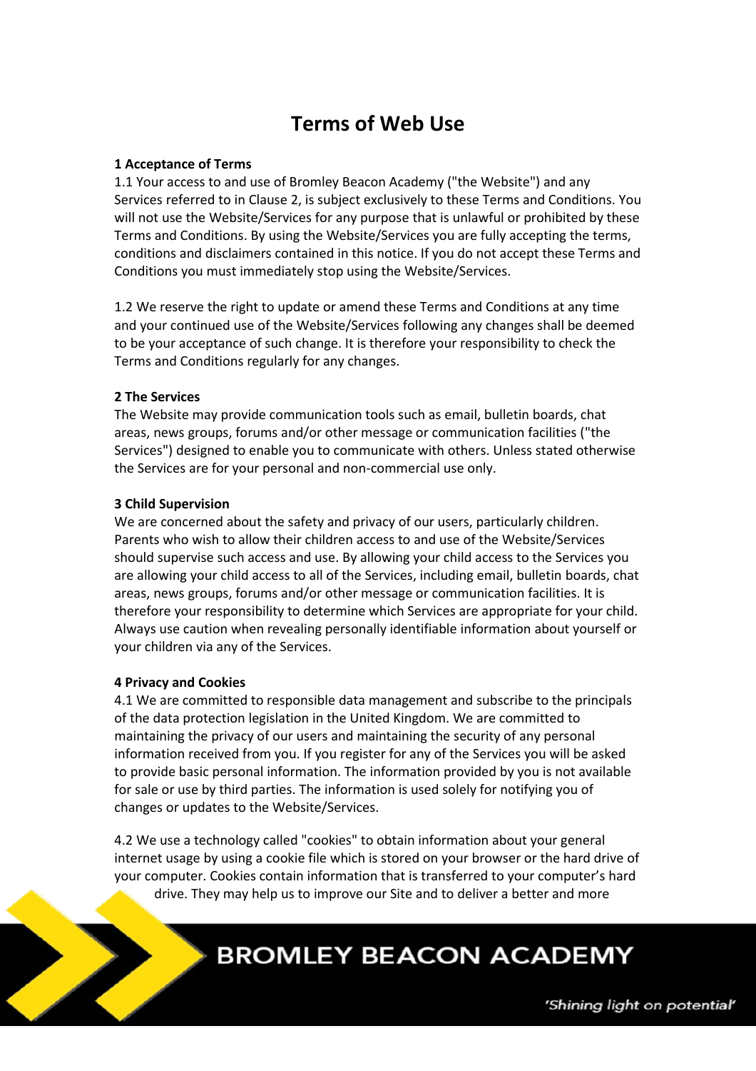# Terms of Web Use

**1 Acceptance of Terms**

1.1 Your access to and use of Bromley Beacon Academy ("the Website") and any Services referred to in Clause 2, is subject exclusively to these Terms and Conditions. You will not use the Website/Services for any purpose that is unlawful or prohibited by these Terms and Conditions. By using the Website/Services you are fully accepting the terms, conditions and disclaimers contained in this notice. If you do not accept these Terms and Conditions you must immediately stop using the Website/Services.

1.2 We reserve the right to update or amend these Terms and Conditions at any time and your continued use of the Website/Services following any changes shall be deemed to be your acceptance of such change. It is therefore your responsibility to check the Terms and Conditions regularly for any changes.

**2 The Services**

The Website may provide communication tools such as email, bulletin boards, chat areas, news groups, forums and/or other message or communication facilities ("the Services") designed to enable you to communicate with others. Unless stated otherwise the Services are for your personal and non-commercial use only.

**3 Child Supervision**

We are concerned about the safety and privacy of our users, particularly children. Parents who wish to allow their children access to and use of the Website/Services should supervise such access and use. By allowing your child access to the Services you are allowing your child access to all of the Services, including email, bulletin boards, chat areas, news groups, forums and/or other message or communication facilities. It is therefore your responsibility to determine which Services are appropriate for your child. Always use caution when revealing personally identifiable information about yourself or your children via any of the Services.

**4 Privacy and Cookies**

4.1 We are committed to responsible data management and subscribe to the principals of the data protection legislation in the United Kingdom. We are committed to maintaining the privacy of our users and maintaining the security of any personal information received from you. If you register for any of the Services you will be asked to provide basic personal information. The information provided by you is not available for sale or use by third parties. The information is used solely for notifying you of changes or updates to the Website/Services.

4.2 We use a technology called "cookies" to obtain information about your general internet usage by using a cookie file which is stored on your browser or the hard drive of your computer. Cookies contain information that is transferred to your computer's hard drive. They may help us to improve our Site and to deliver a better and more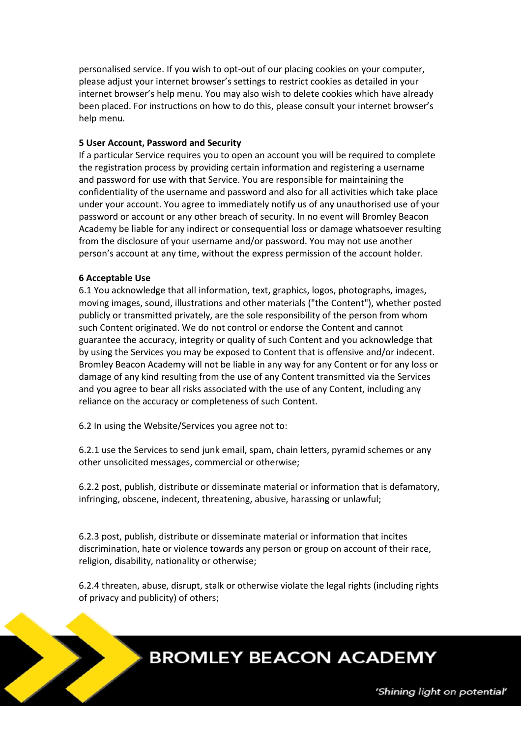personalised service. If you wish to opt-out of our placing cookies on your computer, please adjust your internet browser's settings to restrict cookies as detailed in your internet browser's help menu. You may also wish to delete cookies which have already been placed. For instructions on how to do this, please consult your internet browser's help menu.

**5 User Account, Password and Security**

If a particular Service requires you to open an account you will be required to complete the registration process by providing certain information and registering a username and password for use with that Service. You are responsible for maintaining the confidentiality of the username and password and also for all activities which take place under your account. You agree to immediately notify us of any unauthorised use of your password or account or any other breach of security. In no event will Bromley Beacon Academy be liable for any indirect or consequential loss or damage whatsoever resulting from the disclosure of your username and/or password. You may not use another person's account at any time, without the express permission of the account holder.

**6 Acceptable Use**

6.1 You acknowledge that all information, text, graphics, logos, photographs, images, moving images, sound, illustrations and other materials ("the Content"), whether posted publicly or transmitted privately, are the sole responsibility of the person from whom such Content originated. We do not control or endorse the Content and cannot guarantee the accuracy, integrity or quality of such Content and you acknowledge that by using the Services you may be exposed to Content that is offensive and/or indecent. Bromley Beacon Academy will not be liable in any way for any Content or for any loss or damage of any kind resulting from the use of any Content transmitted via the Services and you agree to bear all risks associated with the use of any Content, including any reliance on the accuracy or completeness of such Content.

6.2 In using the Website/Services you agree not to:

6.2.1 use the Services to send junk email, spam, chain letters, pyramid schemes or any other unsolicited messages, commercial or otherwise;

6.2.2 post, publish, distribute or disseminate material or information that is defamatory, infringing, obscene, indecent, threatening, abusive, harassing or unlawful;

6.2.3 post, publish, distribute or disseminate material or information that incites discrimination, hate or violence towards any person or group on account of their race, religion, disability, nationality or otherwise;

6.2.4 threaten, abuse, disrupt, stalk or otherwise violate the legal rights (including rights of privacy and publicity) of others;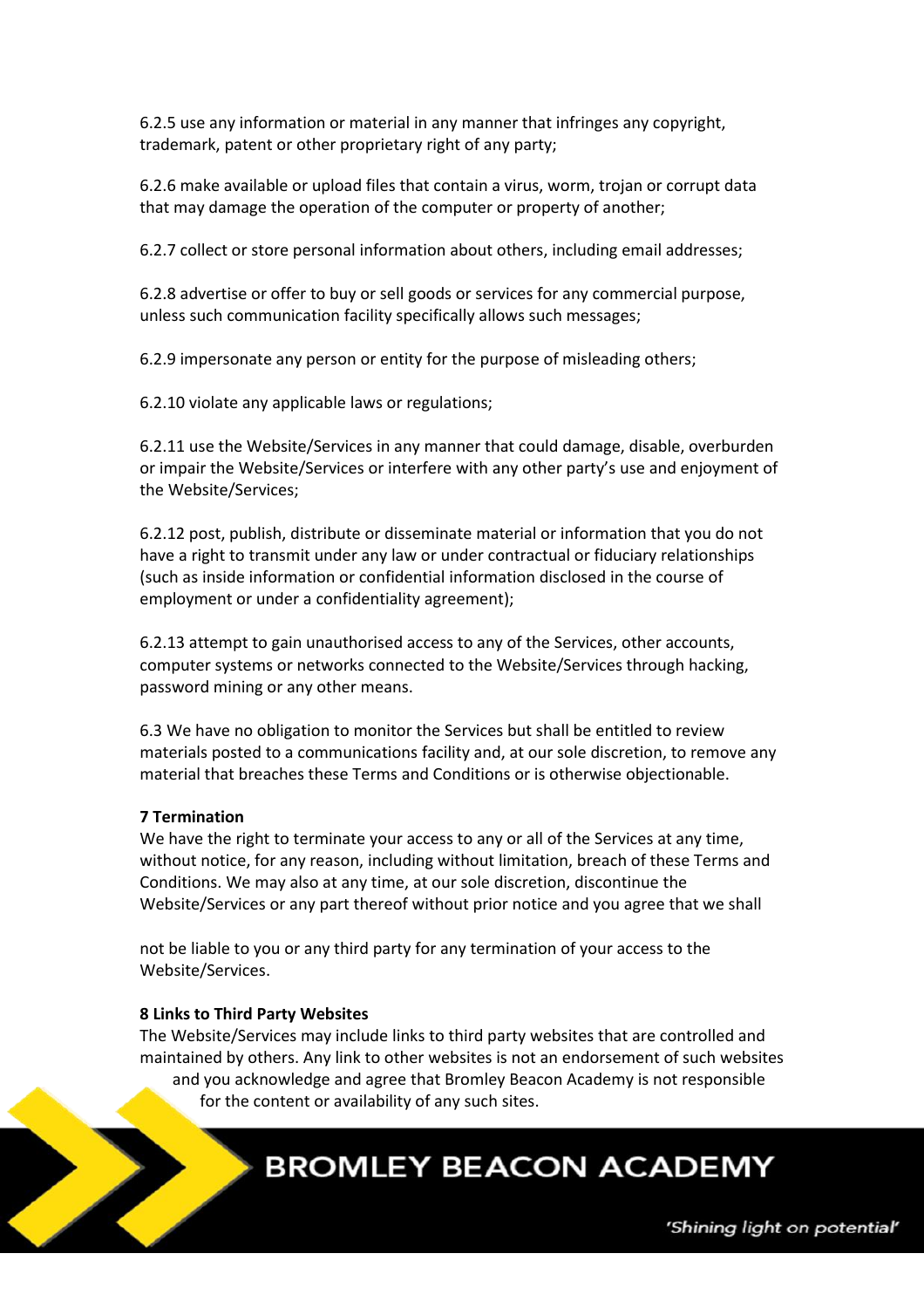6.2.5 use any information or material in any manner that infringes any copyright, trademark, patent or other proprietary right of any party;

6.2.6 make available or upload files that contain a virus, worm, trojan or corrupt data that may damage the operation of the computer or property of another;

6.2.7 collect or store personal information about others, including email addresses;

6.2.8 advertise or offer to buy or sell goods or services for any commercial purpose, unless such communication facility specifically allows such messages;

6.2.9 impersonate any person or entity for the purpose of misleading others;

6.2.10 violate any applicable laws or regulations;

6.2.11 use the Website/Services in any manner that could damage, disable, overburden or impair the Website/Services or interfere with any other party's use and enjoyment of the Website/Services;

6.2.12 post, publish, distribute or disseminate material or information that you do not have a right to transmit under any law or under contractual or fiduciary relationships (such as inside information or confidential information disclosed in the course of employment or under a confidentiality agreement);

6.2.13 attempt to gain unauthorised access to any of the Services, other accounts, computer systems or networks connected to the Website/Services through hacking, password mining or any other means.

6.3 We have no obligation to monitor the Services but shall be entitled to review materials posted to a communications facility and, at our sole discretion, to remove any material that breaches these Terms and Conditions or is otherwise objectionable.

**7 Termination**

We have the right to terminate your access to any or all of the Services at any time, without notice, for any reason, including without limitation, breach of these Terms and Conditions. We may also at any time, at our sole discretion, discontinue the Website/Services or any part thereof without prior notice and you agree that we shall not be liable to you or any third party for any termination of your access to the Website/Services.

**8 Links to Third Party Websites**

The Website/Services may include links to third party websites that are controlled and maintained by others. Any link to other websites is not an endorsement of such websites and you acknowledge and agree that Bromley Beacon Academy is not responsible for the content or availability of any such sites.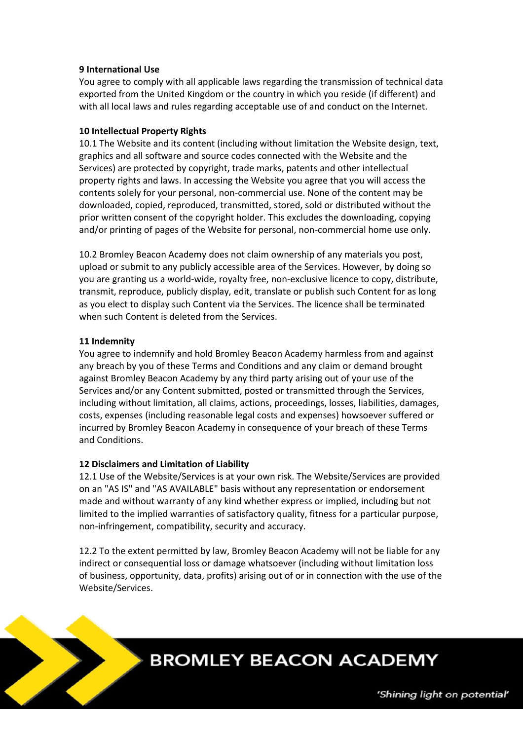**9 International Use**

You agree to comply with all applicable laws regarding the transmission of technical data exported from the United Kingdom or the country in which you reside (if different) and with all local laws and rules regarding acceptable use of and conduct on the Internet.

**10 Intellectual Property Rights**

10.1 The Website and its content (including without limitation the Website design, text, graphics and all software and source codes connected with the Website and the Services) are protected by copyright, trade marks, patents and other intellectual property rights and laws. In accessing the Website you agree that you will access the contents solely for your personal, non-commercial use. None of the content may be downloaded, copied, reproduced, transmitted, stored, sold or distributed without the prior written consent of the copyright holder. This excludes the downloading, copying and/or printing of pages of the Website for personal, non-commercial home use only.

10.2 Bromley Beacon Academy does not claim ownership of any materials you post, upload or submit to any publicly accessible area of the Services. However, by doing so you are granting us a world-wide, royalty free, non-exclusive licence to copy, distribute, transmit, reproduce, publicly display, edit, translate or publish such Content for as long as you elect to display such Content via the Services. The licence shall be terminated when such Content is deleted from the Services.

**11 Indemnity**

You agree to indemnify and hold Bromley Beacon Academy harmless from and against any breach by you of these Terms and Conditions and any claim or demand brought against Bromley Beacon Academy by any third party arising out of your use of the Services and/or any Content submitted, posted or transmitted through the Services, including without limitation, all claims, actions, proceedings, losses, liabilities, damages, costs, expenses (including reasonable legal costs and expenses) howsoever suffered or incurred by Bromley Beacon Academy in consequence of your breach of these Terms and Conditions.

**12 Disclaimers and Limitation of Liability**

12.1 Use of the Website/Services is at your own risk. The Website/Services are provided on an "AS IS" and "AS AVAILABLE" basis without any representation or endorsement made and without warranty of any kind whether express or implied, including but not limited to the implied warranties of satisfactory quality, fitness for a particular purpose, non-infringement, compatibility, security and accuracy.

12.2 To the extent permitted by law, Bromley Beacon Academy will not be liable for any indirect or consequential loss or damage whatsoever (including without limitation loss of business, opportunity, data, profits) arising out of or in connection with the use of the Website/Services.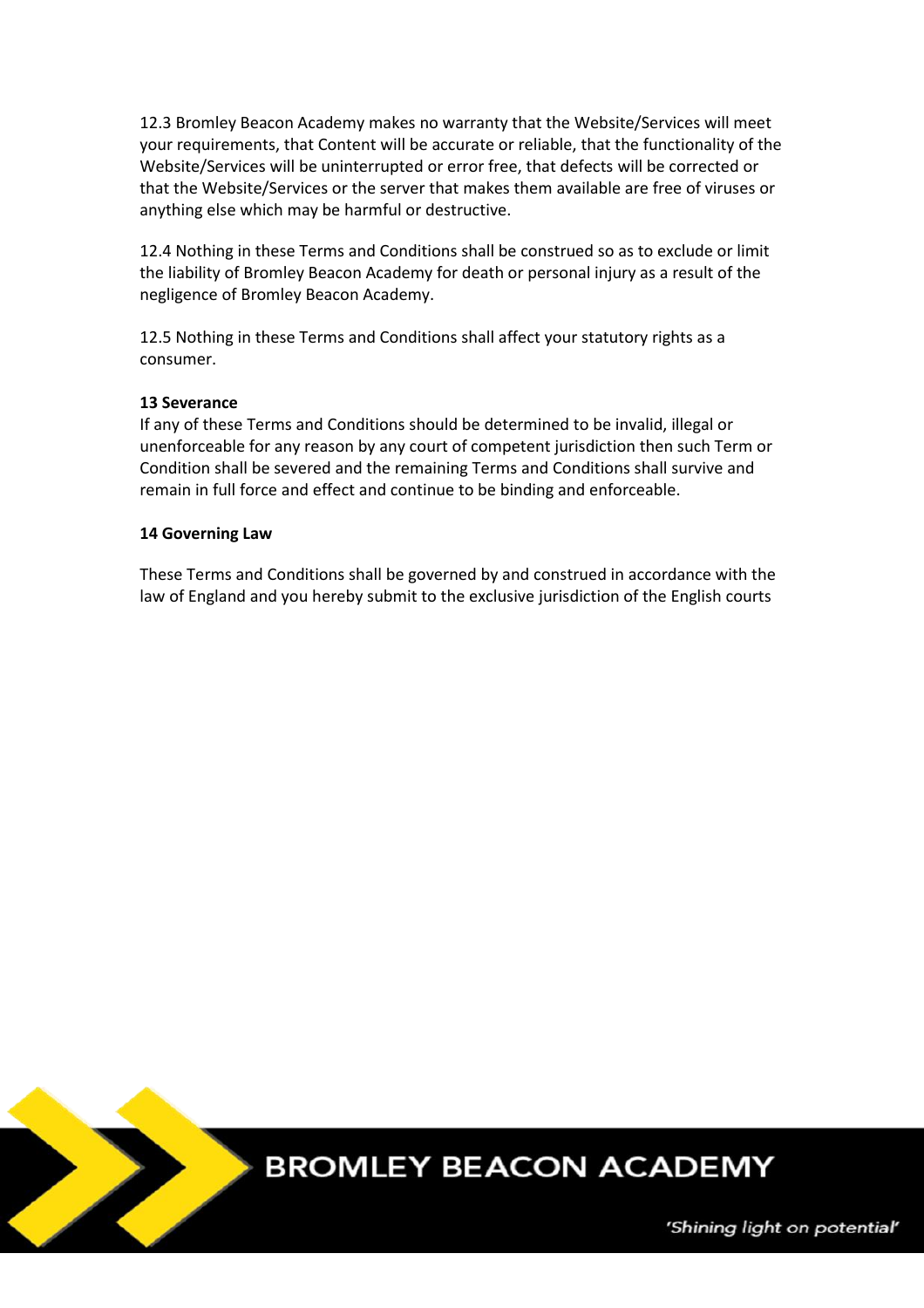12.3 Bromley Beacon Academy makes no warranty that the Website/Services will meet your requirements, that Content will be accurate or reliable, that the functionality of the Website/Services will be uninterrupted or error free, that defects will be corrected or that the Website/Services or the server that makes them available are free of viruses or anything else which may be harmful or destructive.

12.4 Nothing in these Terms and Conditions shall be construed so as to exclude or limit the liability of Bromley Beacon Academy for death or personal injury as a result of the negligence of Bromley Beacon Academy.

12.5 Nothing in these Terms and Conditions shall affect your statutory rights as a consumer.

**13 Severance**

If any of these Terms and Conditions should be determined to be invalid, illegal or unenforceable for any reason by any court of competent jurisdiction then such Term or Condition shall be severed and the remaining Terms and Conditions shall survive and remain in full force and effect and continue to be binding and enforceable.

**14 Governing Law**

These Terms and Conditions shall be governed by and construed in accordance with the law of England and you hereby submit to the exclusive jurisdiction of the English courts